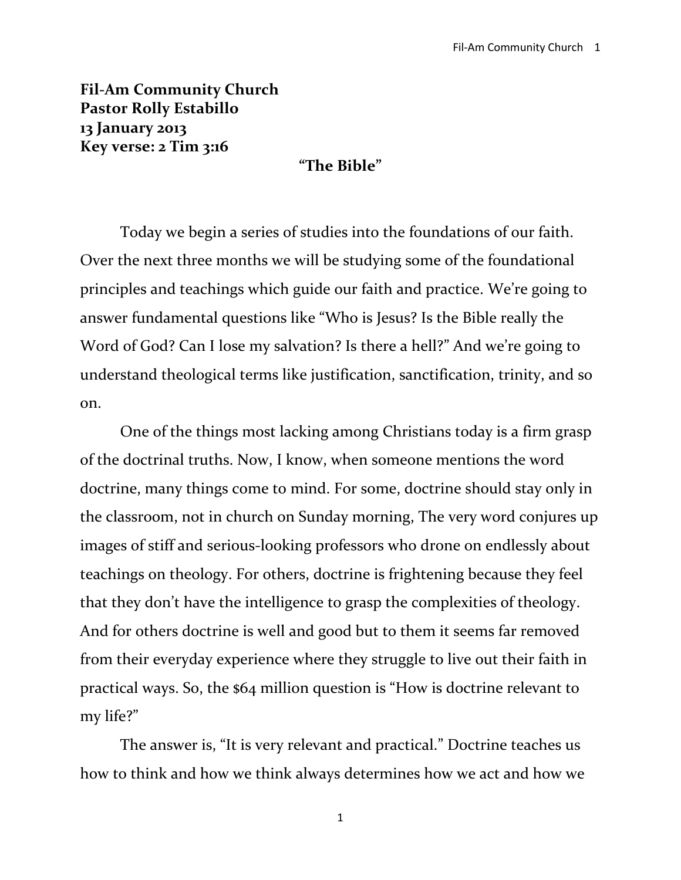**Fil-Am Community Church**
**Pastor Rolly Estabillo**
**13 January 2013**
**Key verse: 2 Tim 3:16**

## "The Bible"

Today we begin a series of studies into the foundations of our faith. Over the next three months we will be studying some of the foundational principles and teachings which guide our faith and practice. We're going to answer fundamental questions like "Who is Jesus? Is the Bible really the Word of God? Can I lose my salvation? Is there a hell?" And we're going to understand theological terms like justification, sanctification, trinity, and so on.

One of the things most lacking among Christians today is a firm grasp of the doctrinal truths. Now, I know, when someone mentions the word doctrine, many things come to mind. For some, doctrine should stay only in the classroom, not in church on Sunday morning, The very word conjures up images of stiff and serious-looking professors who drone on endlessly about teachings on theology. For others, doctrine is frightening because they feel that they don't have the intelligence to grasp the complexities of theology. And for others doctrine is well and good but to them it seems far removed from their everyday experience where they struggle to live out their faith in practical ways. So, the $64 million question is "How is doctrine relevant to my life?"

The answer is, "It is very relevant and practical." Doctrine teaches us how to think and how we think always determines how we act and how we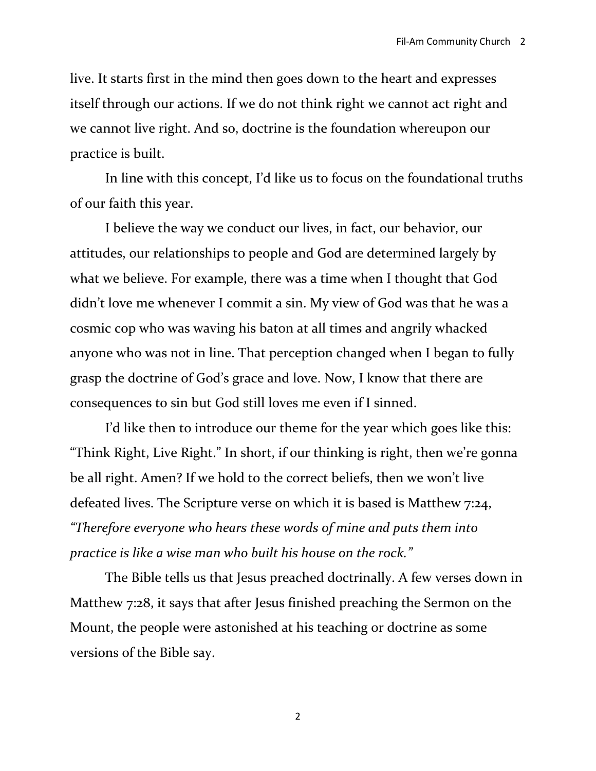live. It starts first in the mind then goes down to the heart and expresses itself through our actions. If we do not think right we cannot act right and we cannot live right. And so, doctrine is the foundation whereupon our practice is built.

In line with this concept, I'd like us to focus on the foundational truths of our faith this year.

I believe the way we conduct our lives, in fact, our behavior, our attitudes, our relationships to people and God are determined largely by what we believe. For example, there was a time when I thought that God didn't love me whenever I commit a sin. My view of God was that he was a cosmic cop who was waving his baton at all times and angrily whacked anyone who was not in line. That perception changed when I began to fully grasp the doctrine of God's grace and love. Now, I know that there are consequences to sin but God still loves me even if I sinned.

I'd like then to introduce our theme for the year which goes like this: "Think Right, Live Right." In short, if our thinking is right, then we're gonna be all right. Amen? If we hold to the correct beliefs, then we won't live defeated lives. The Scripture verse on which it is based is Matthew 7:24, *"Therefore everyone who hears these words of mine and puts them into practice is like a wise man who built his house on the rock."*

The Bible tells us that Jesus preached doctrinally. A few verses down in Matthew 7:28, it says that after Jesus finished preaching the Sermon on the Mount, the people were astonished at his teaching or doctrine as some versions of the Bible say.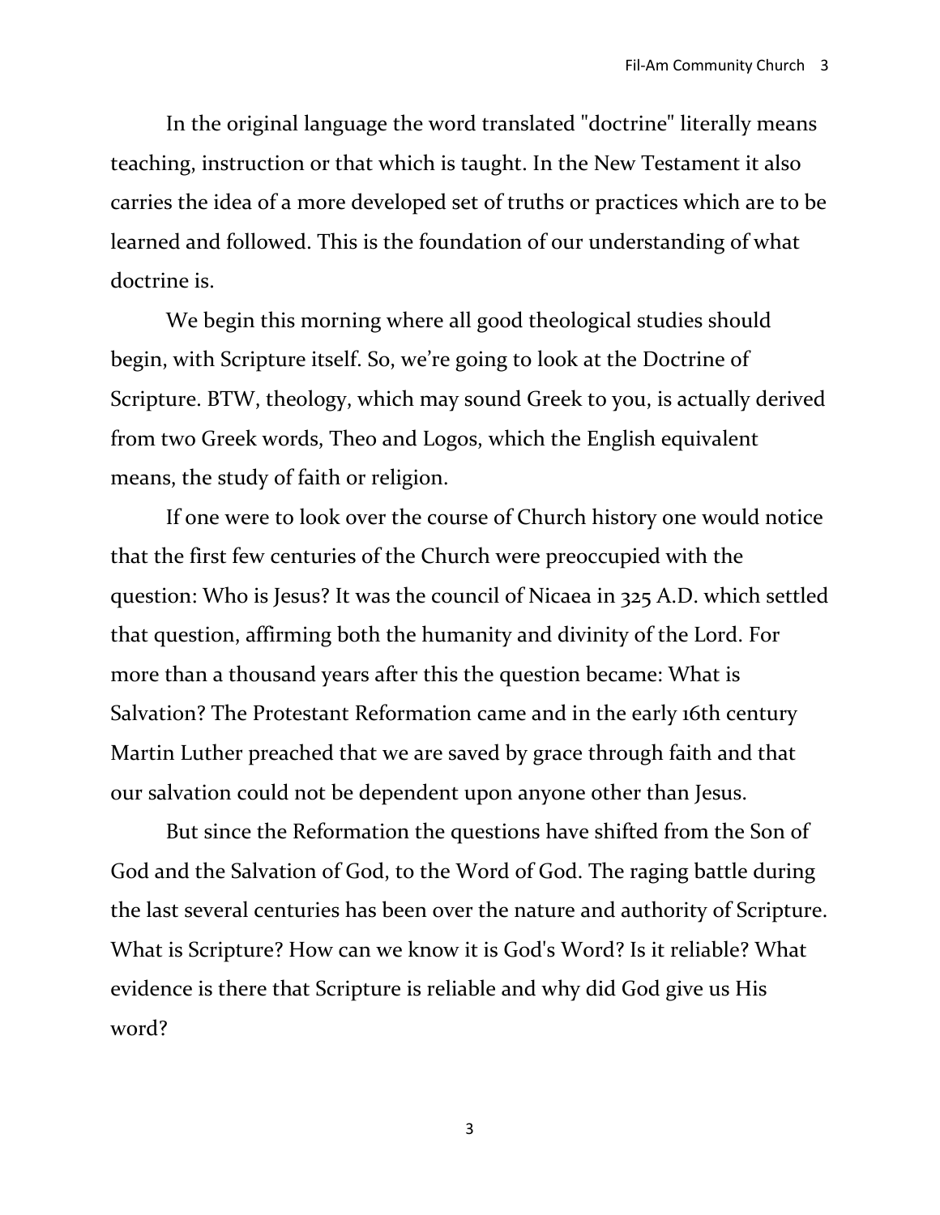In the original language the word translated "doctrine" literally means teaching, instruction or that which is taught. In the New Testament it also carries the idea of a more developed set of truths or practices which are to be learned and followed. This is the foundation of our understanding of what doctrine is.

We begin this morning where all good theological studies should begin, with Scripture itself. So, we're going to look at the Doctrine of Scripture. BTW, theology, which may sound Greek to you, is actually derived from two Greek words, Theo and Logos, which the English equivalent means, the study of faith or religion.

If one were to look over the course of Church history one would notice that the first few centuries of the Church were preoccupied with the question: Who is Jesus? It was the council of Nicaea in 325 A.D. which settled that question, affirming both the humanity and divinity of the Lord. For more than a thousand years after this the question became: What is Salvation? The Protestant Reformation came and in the early 16th century Martin Luther preached that we are saved by grace through faith and that our salvation could not be dependent upon anyone other than Jesus.

But since the Reformation the questions have shifted from the Son of God and the Salvation of God, to the Word of God. The raging battle during the last several centuries has been over the nature and authority of Scripture. What is Scripture? How can we know it is God's Word? Is it reliable? What evidence is there that Scripture is reliable and why did God give us His word?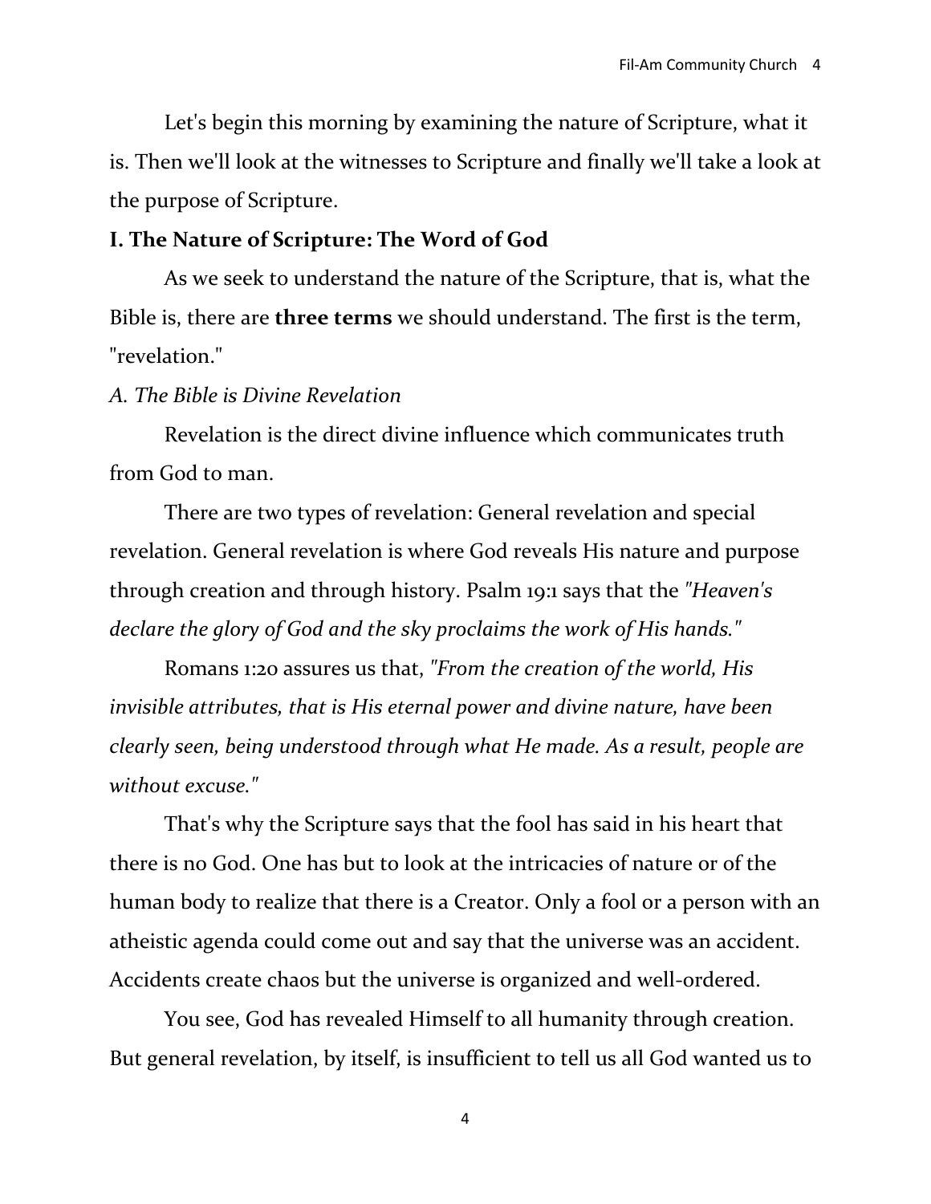Let's begin this morning by examining the nature of Scripture, what it is. Then we'll look at the witnesses to Scripture and finally we'll take a look at the purpose of Scripture.

## I. The Nature of Scripture: The Word of God

As we seek to understand the nature of the Scripture, that is, what the Bible is, there are **three terms** we should understand. The first is the term, "revelation."

### *A. The Bible is Divine Revelation*

Revelation is the direct divine influence which communicates truth from God to man.

There are two types of revelation: General revelation and special revelation. General revelation is where God reveals His nature and purpose through creation and through history. Psalm 19:1 says that the *"Heaven's declare the glory of God and the sky proclaims the work of His hands."*

Romans 1:20 assures us that, *"From the creation of the world, His invisible attributes, that is His eternal power and divine nature, have been clearly seen, being understood through what He made. As a result, people are without excuse."*

That's why the Scripture says that the fool has said in his heart that there is no God. One has but to look at the intricacies of nature or of the human body to realize that there is a Creator. Only a fool or a person with an atheistic agenda could come out and say that the universe was an accident. Accidents create chaos but the universe is organized and well-ordered.

You see, God has revealed Himself to all humanity through creation. But general revelation, by itself, is insufficient to tell us all God wanted us to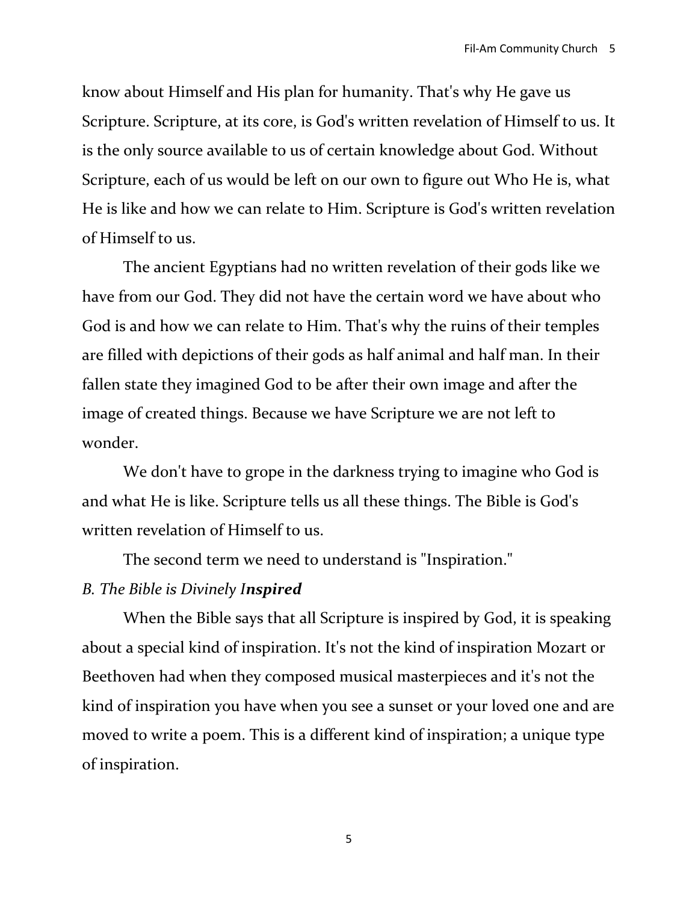know about Himself and His plan for humanity. That's why He gave us Scripture. Scripture, at its core, is God's written revelation of Himself to us. It is the only source available to us of certain knowledge about God. Without Scripture, each of us would be left on our own to figure out Who He is, what He is like and how we can relate to Him. Scripture is God's written revelation of Himself to us.

The ancient Egyptians had no written revelation of their gods like we have from our God. They did not have the certain word we have about who God is and how we can relate to Him. That's why the ruins of their temples are filled with depictions of their gods as half animal and half man. In their fallen state they imagined God to be after their own image and after the image of created things. Because we have Scripture we are not left to wonder.

We don't have to grope in the darkness trying to imagine who God is and what He is like. Scripture tells us all these things. The Bible is God's written revelation of Himself to us.

The second term we need to understand is "Inspiration."

*B. The Bible is Divinely I**nspired***

When the Bible says that all Scripture is inspired by God, it is speaking about a special kind of inspiration. It's not the kind of inspiration Mozart or Beethoven had when they composed musical masterpieces and it's not the kind of inspiration you have when you see a sunset or your loved one and are moved to write a poem. This is a different kind of inspiration; a unique type of inspiration.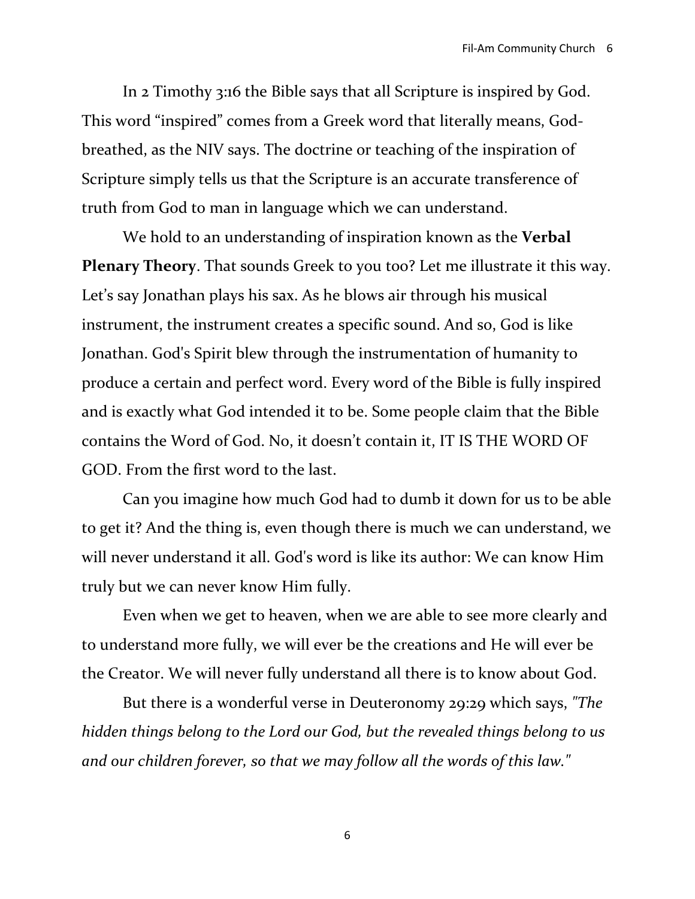In 2 Timothy 3:16 the Bible says that all Scripture is inspired by God. This word "inspired" comes from a Greek word that literally means, God-breathed, as the NIV says. The doctrine or teaching of the inspiration of Scripture simply tells us that the Scripture is an accurate transference of truth from God to man in language which we can understand.

We hold to an understanding of inspiration known as the **Verbal Plenary Theory**. That sounds Greek to you too? Let me illustrate it this way. Let's say Jonathan plays his sax. As he blows air through his musical instrument, the instrument creates a specific sound. And so, God is like Jonathan. God's Spirit blew through the instrumentation of humanity to produce a certain and perfect word. Every word of the Bible is fully inspired and is exactly what God intended it to be. Some people claim that the Bible contains the Word of God. No, it doesn't contain it, IT IS THE WORD OF GOD. From the first word to the last.

Can you imagine how much God had to dumb it down for us to be able to get it? And the thing is, even though there is much we can understand, we will never understand it all. God's word is like its author: We can know Him truly but we can never know Him fully.

Even when we get to heaven, when we are able to see more clearly and to understand more fully, we will ever be the creations and He will ever be the Creator. We will never fully understand all there is to know about God.

But there is a wonderful verse in Deuteronomy 29:29 which says, *"The hidden things belong to the Lord our God, but the revealed things belong to us and our children forever, so that we may follow all the words of this law."*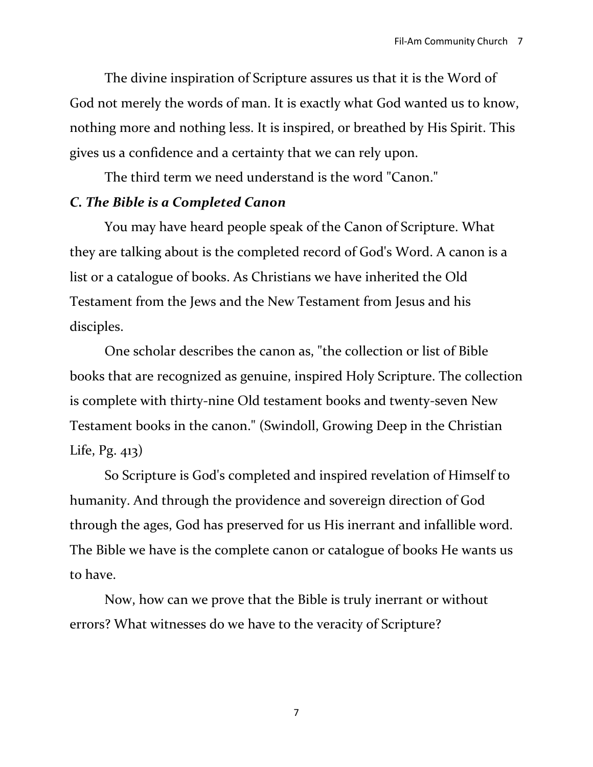The divine inspiration of Scripture assures us that it is the Word of God not merely the words of man. It is exactly what God wanted us to know, nothing more and nothing less. It is inspired, or breathed by His Spirit. This gives us a confidence and a certainty that we can rely upon.

The third term we need understand is the word "Canon."

### *C. The Bible is a Completed Canon*

You may have heard people speak of the Canon of Scripture. What they are talking about is the completed record of God's Word. A canon is a list or a catalogue of books. As Christians we have inherited the Old Testament from the Jews and the New Testament from Jesus and his disciples.

One scholar describes the canon as, "the collection or list of Bible books that are recognized as genuine, inspired Holy Scripture. The collection is complete with thirty-nine Old testament books and twenty-seven New Testament books in the canon." (Swindoll, Growing Deep in the Christian Life, Pg. 413)

So Scripture is God's completed and inspired revelation of Himself to humanity. And through the providence and sovereign direction of God through the ages, God has preserved for us His inerrant and infallible word. The Bible we have is the complete canon or catalogue of books He wants us to have.

Now, how can we prove that the Bible is truly inerrant or without errors? What witnesses do we have to the veracity of Scripture?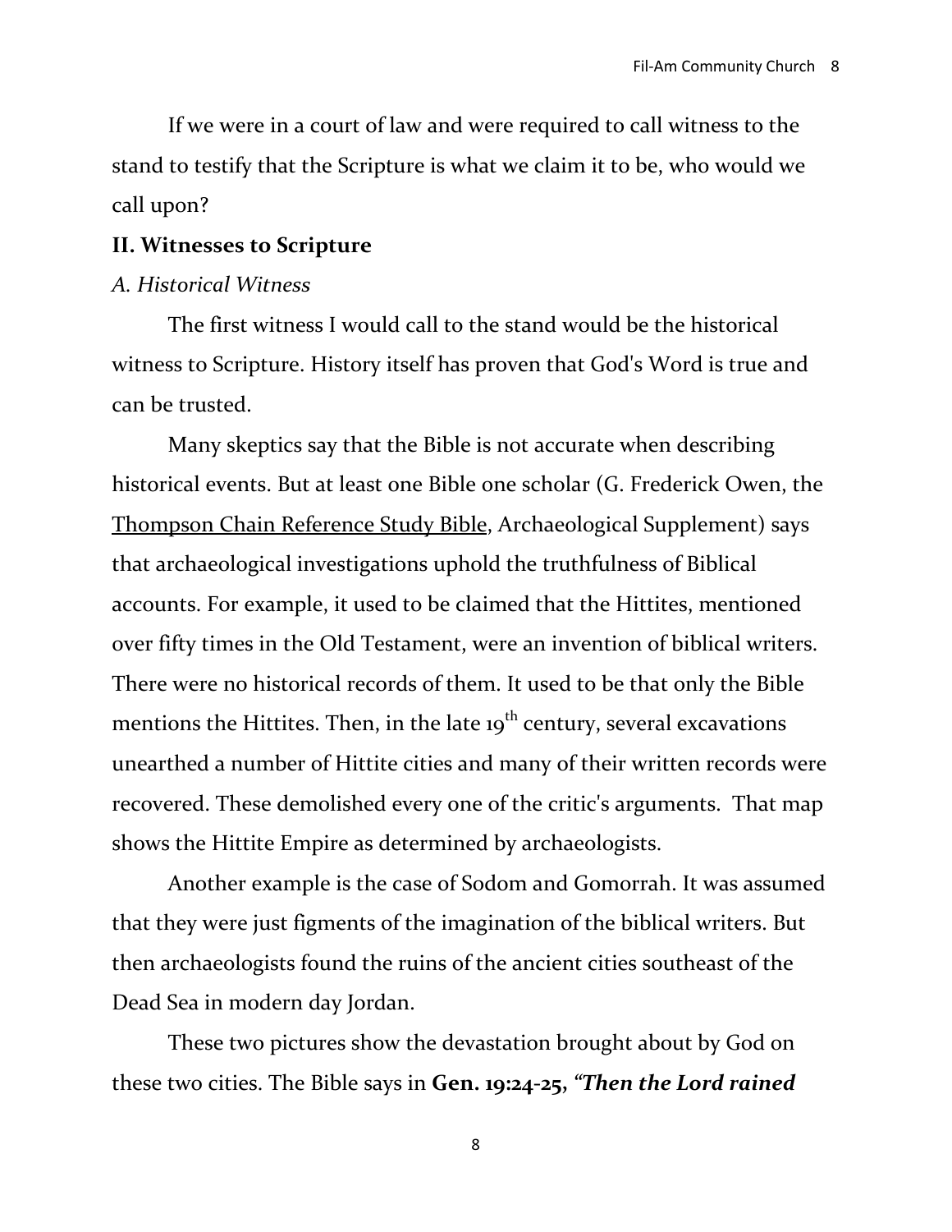If we were in a court of law and were required to call witness to the stand to testify that the Scripture is what we claim it to be, who would we call upon?

## II. Witnesses to Scripture

### *A. Historical Witness*

The first witness I would call to the stand would be the historical witness to Scripture. History itself has proven that God's Word is true and can be trusted.

Many skeptics say that the Bible is not accurate when describing historical events. But at least one Bible one scholar (G. Frederick Owen, the Thompson Chain Reference Study Bible, Archaeological Supplement) says that archaeological investigations uphold the truthfulness of Biblical accounts. For example, it used to be claimed that the Hittites, mentioned over fifty times in the Old Testament, were an invention of biblical writers. There were no historical records of them. It used to be that only the Bible mentions the Hittites. Then, in the late 19th century, several excavations unearthed a number of Hittite cities and many of their written records were recovered. These demolished every one of the critic's arguments. That map shows the Hittite Empire as determined by archaeologists.

Another example is the case of Sodom and Gomorrah. It was assumed that they were just figments of the imagination of the biblical writers. But then archaeologists found the ruins of the ancient cities southeast of the Dead Sea in modern day Jordan.

These two pictures show the devastation brought about by God on these two cities. The Bible says in **Gen. 19:24-25,** ***"Then the Lord rained***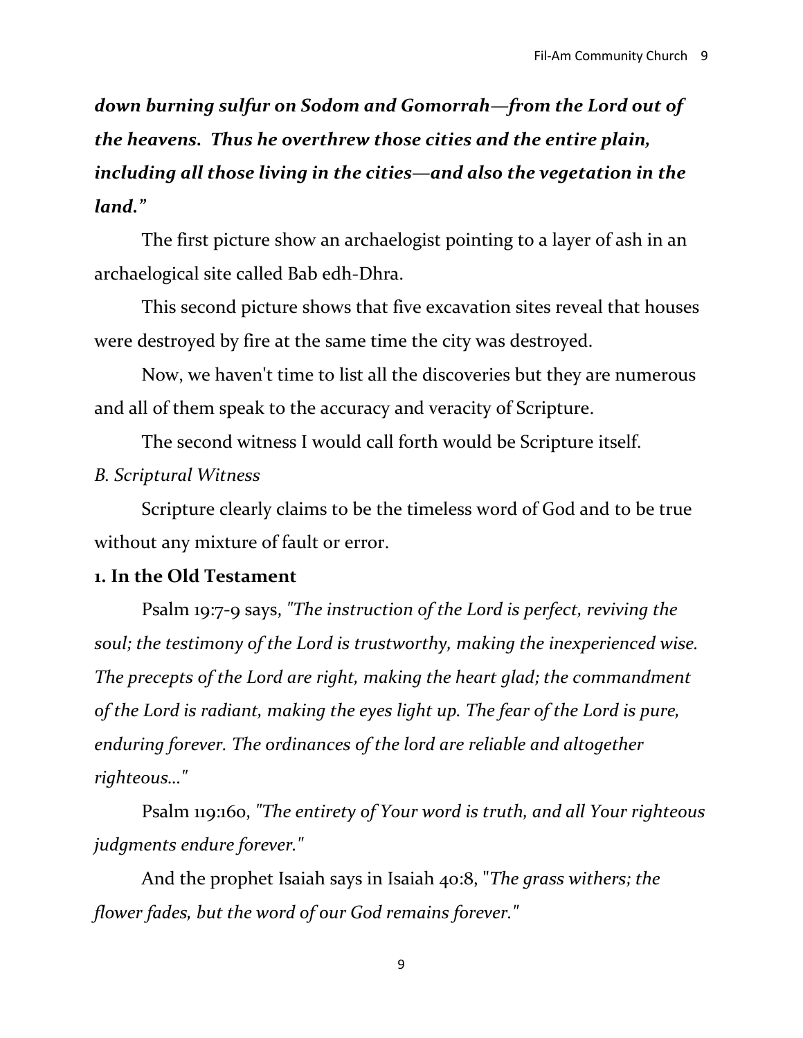***down burning sulfur on Sodom and Gomorrah—from the Lord out of the heavens. Thus he overthrew those cities and the entire plain, including all those living in the cities—and also the vegetation in the land."***

The first picture show an archaelogist pointing to a layer of ash in an archaelogical site called Bab edh-Dhra.

This second picture shows that five excavation sites reveal that houses were destroyed by fire at the same time the city was destroyed.

Now, we haven't time to list all the discoveries but they are numerous and all of them speak to the accuracy and veracity of Scripture.

The second witness I would call forth would be Scripture itself.

*B. Scriptural Witness*

Scripture clearly claims to be the timeless word of God and to be true without any mixture of fault or error.

**1. In the Old Testament**

Psalm 19:7-9 says, *"The instruction of the Lord is perfect, reviving the soul; the testimony of the Lord is trustworthy, making the inexperienced wise. The precepts of the Lord are right, making the heart glad; the commandment of the Lord is radiant, making the eyes light up. The fear of the Lord is pure, enduring forever. The ordinances of the lord are reliable and altogether righteous…"*

Psalm 119:160, *"The entirety of Your word is truth, and all Your righteous judgments endure forever."*

And the prophet Isaiah says in Isaiah 40:8, "*The grass withers; the flower fades, but the word of our God remains forever."*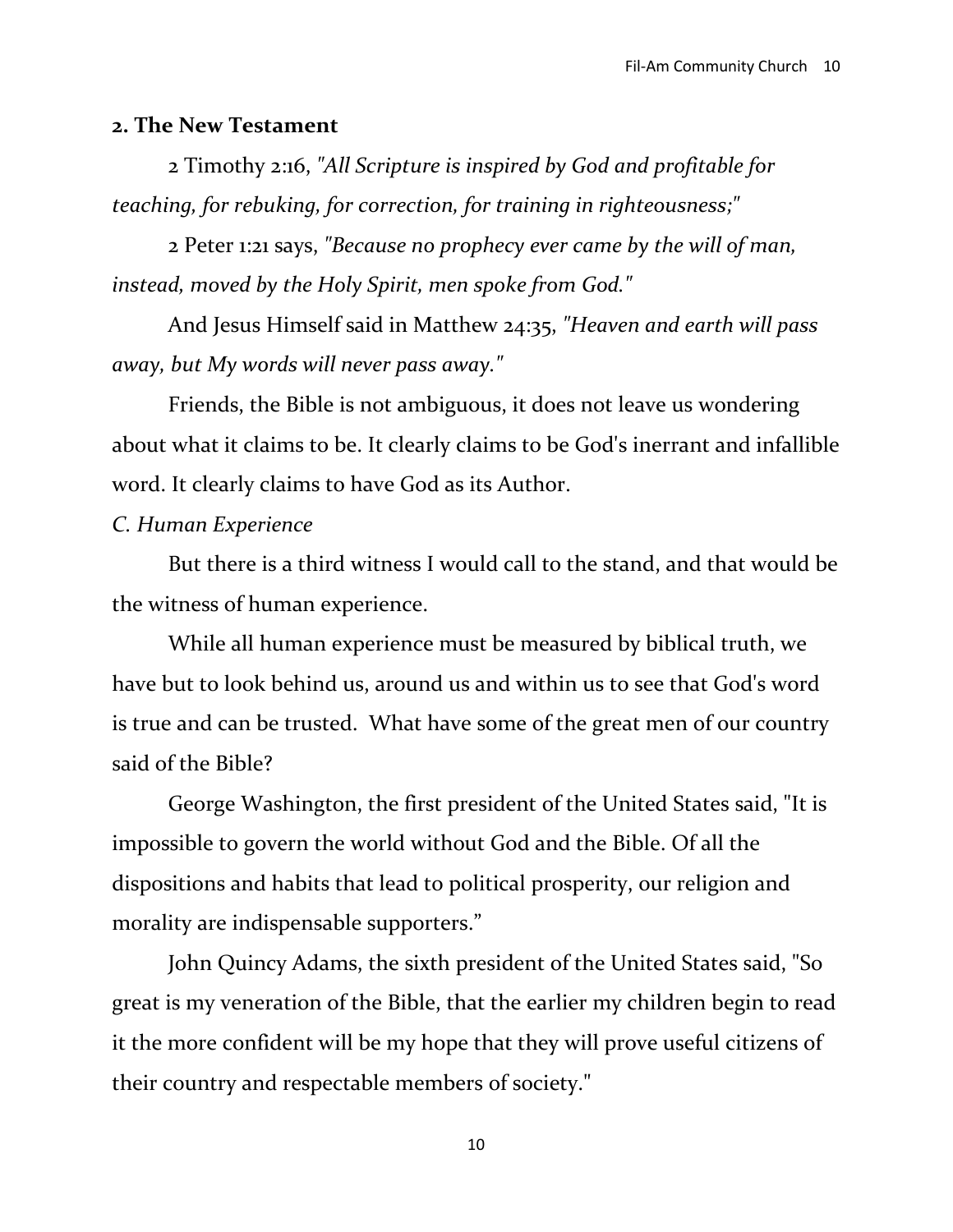**2. The New Testament**

2 Timothy 2:16, *"All Scripture is inspired by God and profitable for teaching, for rebuking, for correction, for training in righteousness;"*

2 Peter 1:21 says, *"Because no prophecy ever came by the will of man, instead, moved by the Holy Spirit, men spoke from God."*

And Jesus Himself said in Matthew 24:35, *"Heaven and earth will pass away, but My words will never pass away."*

Friends, the Bible is not ambiguous, it does not leave us wondering about what it claims to be. It clearly claims to be God's inerrant and infallible word. It clearly claims to have God as its Author.

*C. Human Experience*

But there is a third witness I would call to the stand, and that would be the witness of human experience.

While all human experience must be measured by biblical truth, we have but to look behind us, around us and within us to see that God's word is true and can be trusted. What have some of the great men of our country said of the Bible?

George Washington, the first president of the United States said, "It is impossible to govern the world without God and the Bible. Of all the dispositions and habits that lead to political prosperity, our religion and morality are indispensable supporters."

John Quincy Adams, the sixth president of the United States said, "So great is my veneration of the Bible, that the earlier my children begin to read it the more confident will be my hope that they will prove useful citizens of their country and respectable members of society."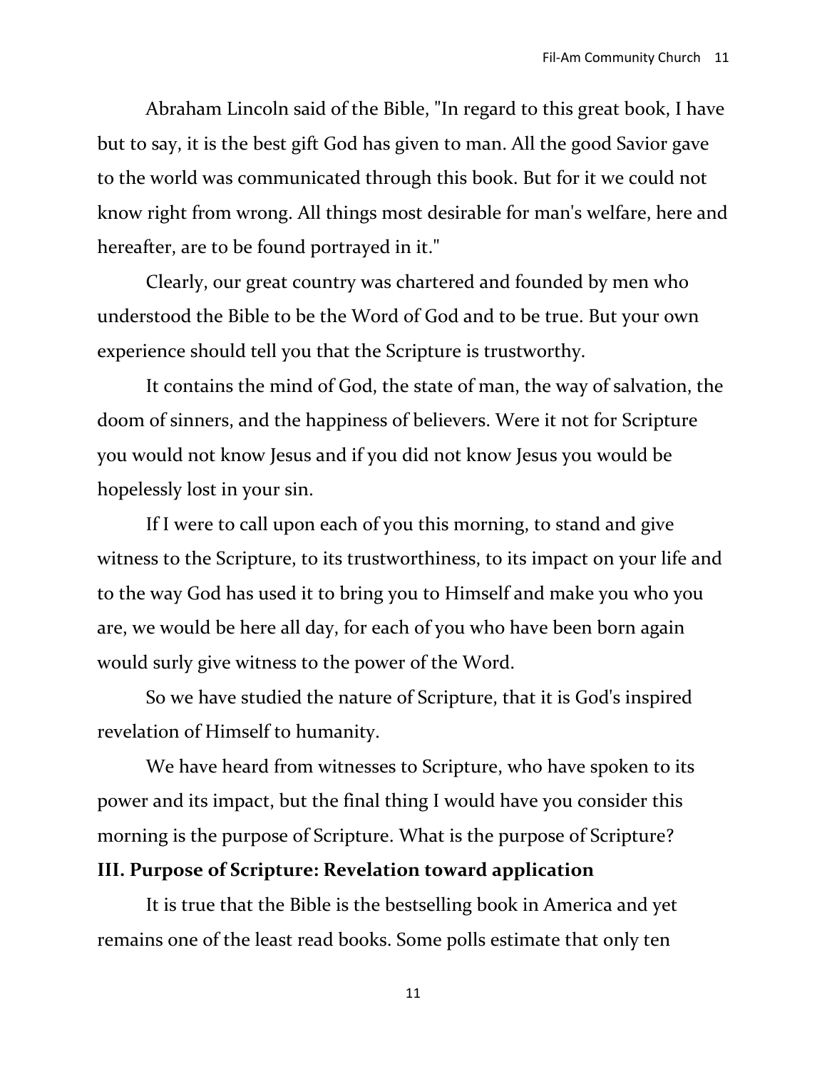Abraham Lincoln said of the Bible, "In regard to this great book, I have but to say, it is the best gift God has given to man. All the good Savior gave to the world was communicated through this book. But for it we could not know right from wrong. All things most desirable for man's welfare, here and hereafter, are to be found portrayed in it."

Clearly, our great country was chartered and founded by men who understood the Bible to be the Word of God and to be true. But your own experience should tell you that the Scripture is trustworthy.

It contains the mind of God, the state of man, the way of salvation, the doom of sinners, and the happiness of believers. Were it not for Scripture you would not know Jesus and if you did not know Jesus you would be hopelessly lost in your sin.

If I were to call upon each of you this morning, to stand and give witness to the Scripture, to its trustworthiness, to its impact on your life and to the way God has used it to bring you to Himself and make you who you are, we would be here all day, for each of you who have been born again would surly give witness to the power of the Word.

So we have studied the nature of Scripture, that it is God's inspired revelation of Himself to humanity.

We have heard from witnesses to Scripture, who have spoken to its power and its impact, but the final thing I would have you consider this morning is the purpose of Scripture. What is the purpose of Scripture?

**III. Purpose of Scripture: Revelation toward application**

It is true that the Bible is the bestselling book in America and yet remains one of the least read books. Some polls estimate that only ten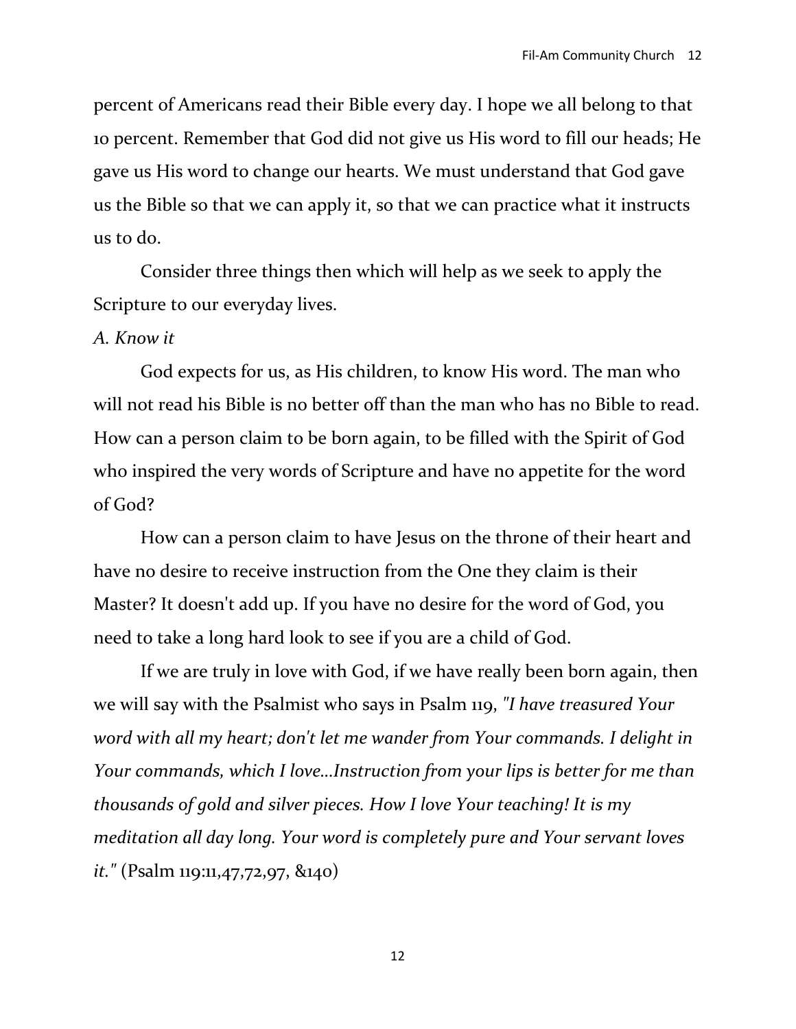percent of Americans read their Bible every day. I hope we all belong to that 10 percent. Remember that God did not give us His word to fill our heads; He gave us His word to change our hearts. We must understand that God gave us the Bible so that we can apply it, so that we can practice what it instructs us to do.

Consider three things then which will help as we seek to apply the Scripture to our everyday lives.

*A. Know it*

God expects for us, as His children, to know His word. The man who will not read his Bible is no better off than the man who has no Bible to read. How can a person claim to be born again, to be filled with the Spirit of God who inspired the very words of Scripture and have no appetite for the word of God?

How can a person claim to have Jesus on the throne of their heart and have no desire to receive instruction from the One they claim is their Master? It doesn't add up. If you have no desire for the word of God, you need to take a long hard look to see if you are a child of God.

If we are truly in love with God, if we have really been born again, then we will say with the Psalmist who says in Psalm 119, *"I have treasured Your word with all my heart; don't let me wander from Your commands. I delight in Your commands, which I love...Instruction from your lips is better for me than thousands of gold and silver pieces. How I love Your teaching! It is my meditation all day long. Your word is completely pure and Your servant loves it."* (Psalm 119:11,47,72,97, &140)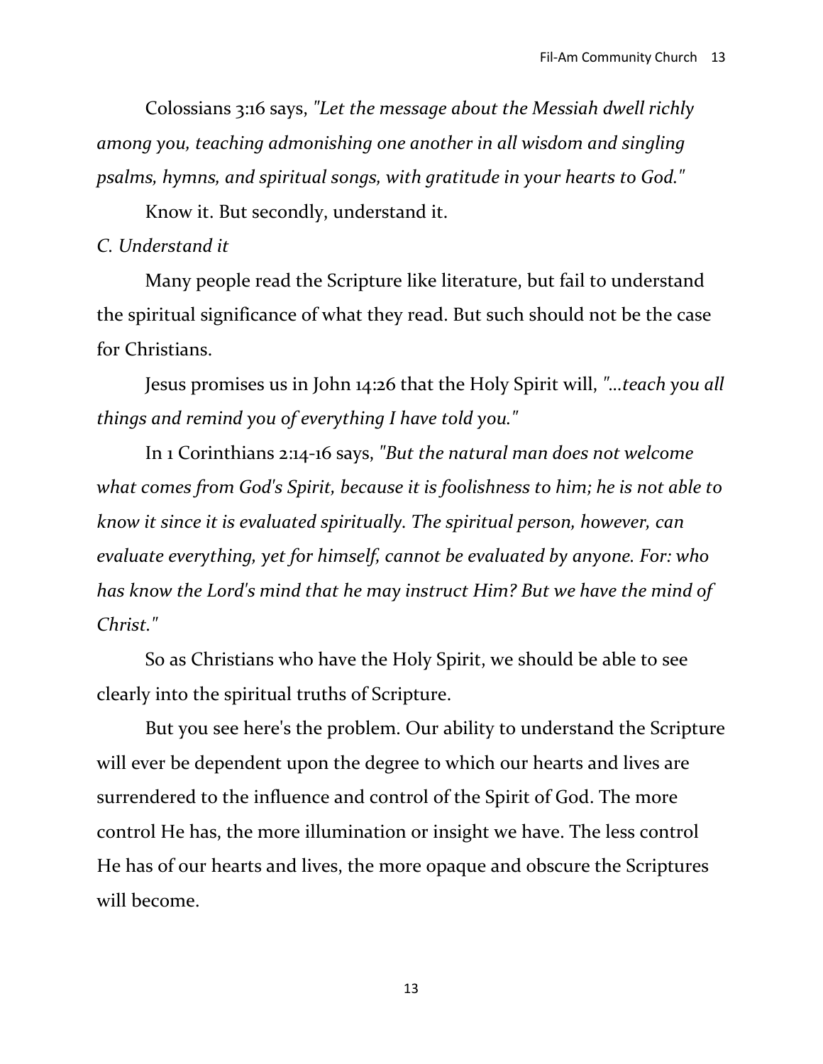Colossians 3:16 says, *"Let the message about the Messiah dwell richly among you, teaching admonishing one another in all wisdom and singling psalms, hymns, and spiritual songs, with gratitude in your hearts to God."*

Know it. But secondly, understand it.

*C. Understand it*

Many people read the Scripture like literature, but fail to understand the spiritual significance of what they read. But such should not be the case for Christians.

Jesus promises us in John 14:26 that the Holy Spirit will, *"...teach you all things and remind you of everything I have told you."*

In 1 Corinthians 2:14-16 says, *"But the natural man does not welcome what comes from God's Spirit, because it is foolishness to him; he is not able to know it since it is evaluated spiritually. The spiritual person, however, can evaluate everything, yet for himself, cannot be evaluated by anyone. For: who has know the Lord's mind that he may instruct Him? But we have the mind of Christ."*

So as Christians who have the Holy Spirit, we should be able to see clearly into the spiritual truths of Scripture.

But you see here's the problem. Our ability to understand the Scripture will ever be dependent upon the degree to which our hearts and lives are surrendered to the influence and control of the Spirit of God. The more control He has, the more illumination or insight we have. The less control He has of our hearts and lives, the more opaque and obscure the Scriptures will become.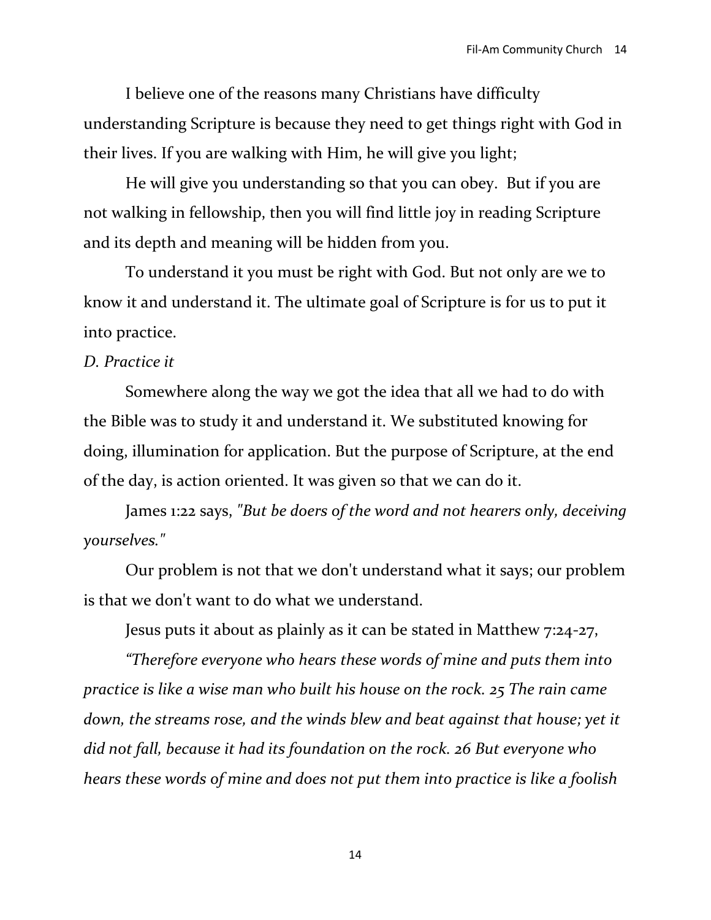I believe one of the reasons many Christians have difficulty understanding Scripture is because they need to get things right with God in their lives. If you are walking with Him, he will give you light;

He will give you understanding so that you can obey. But if you are not walking in fellowship, then you will find little joy in reading Scripture and its depth and meaning will be hidden from you.

To understand it you must be right with God. But not only are we to know it and understand it. The ultimate goal of Scripture is for us to put it into practice.

*D. Practice it*

Somewhere along the way we got the idea that all we had to do with the Bible was to study it and understand it. We substituted knowing for doing, illumination for application. But the purpose of Scripture, at the end of the day, is action oriented. It was given so that we can do it.

James 1:22 says, *"But be doers of the word and not hearers only, deceiving yourselves."*

Our problem is not that we don't understand what it says; our problem is that we don't want to do what we understand.

Jesus puts it about as plainly as it can be stated in Matthew 7:24-27,

*"Therefore everyone who hears these words of mine and puts them into practice is like a wise man who built his house on the rock. 25 The rain came down, the streams rose, and the winds blew and beat against that house; yet it did not fall, because it had its foundation on the rock. 26 But everyone who hears these words of mine and does not put them into practice is like a foolish*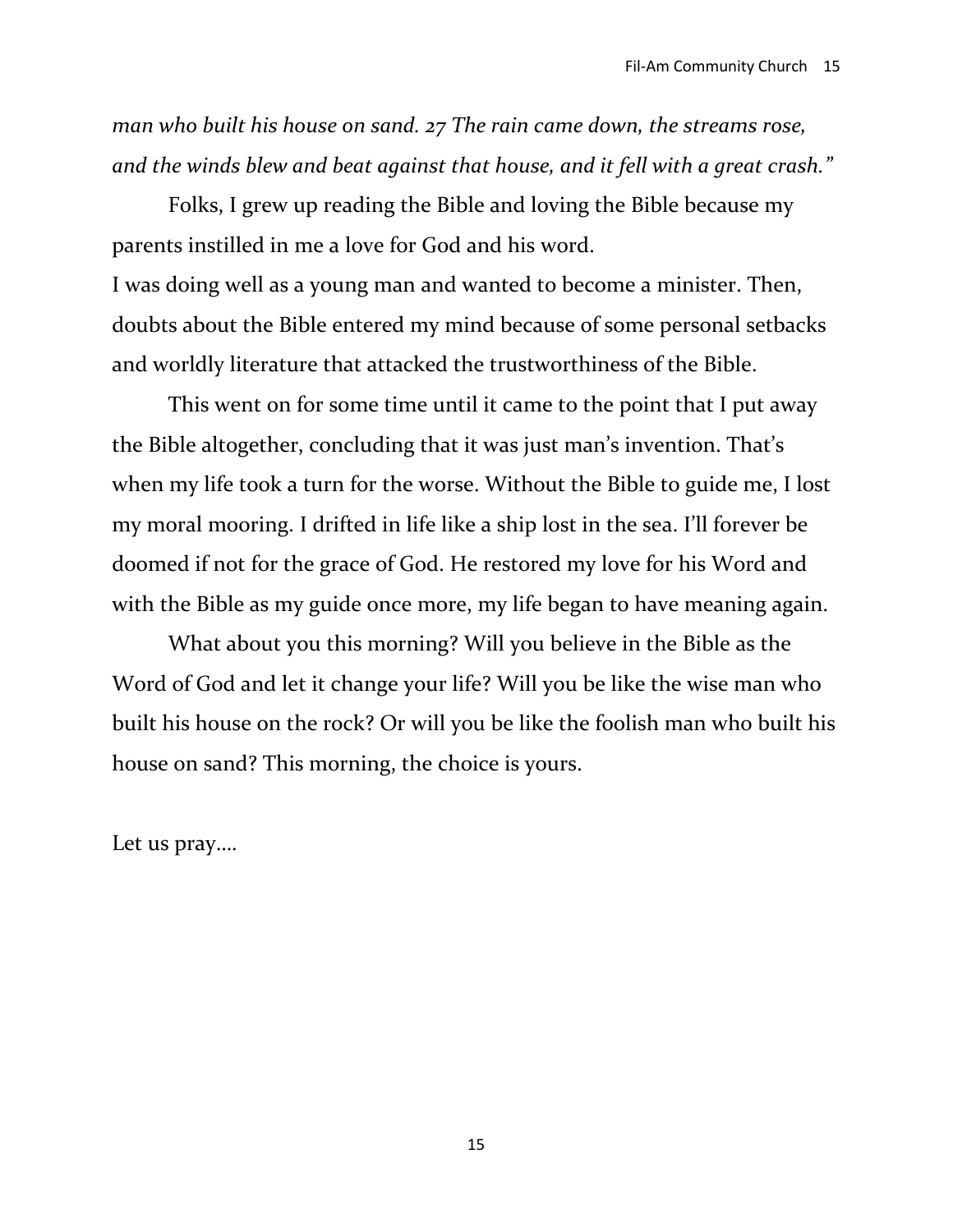*man who built his house on sand. 27 The rain came down, the streams rose, and the winds blew and beat against that house, and it fell with a great crash."*

Folks, I grew up reading the Bible and loving the Bible because my parents instilled in me a love for God and his word.

I was doing well as a young man and wanted to become a minister. Then, doubts about the Bible entered my mind because of some personal setbacks and worldly literature that attacked the trustworthiness of the Bible.

This went on for some time until it came to the point that I put away the Bible altogether, concluding that it was just man's invention. That's when my life took a turn for the worse. Without the Bible to guide me, I lost my moral mooring. I drifted in life like a ship lost in the sea. I'll forever be doomed if not for the grace of God. He restored my love for his Word and with the Bible as my guide once more, my life began to have meaning again.

What about you this morning? Will you believe in the Bible as the Word of God and let it change your life? Will you be like the wise man who built his house on the rock? Or will you be like the foolish man who built his house on sand? This morning, the choice is yours.

Let us pray….